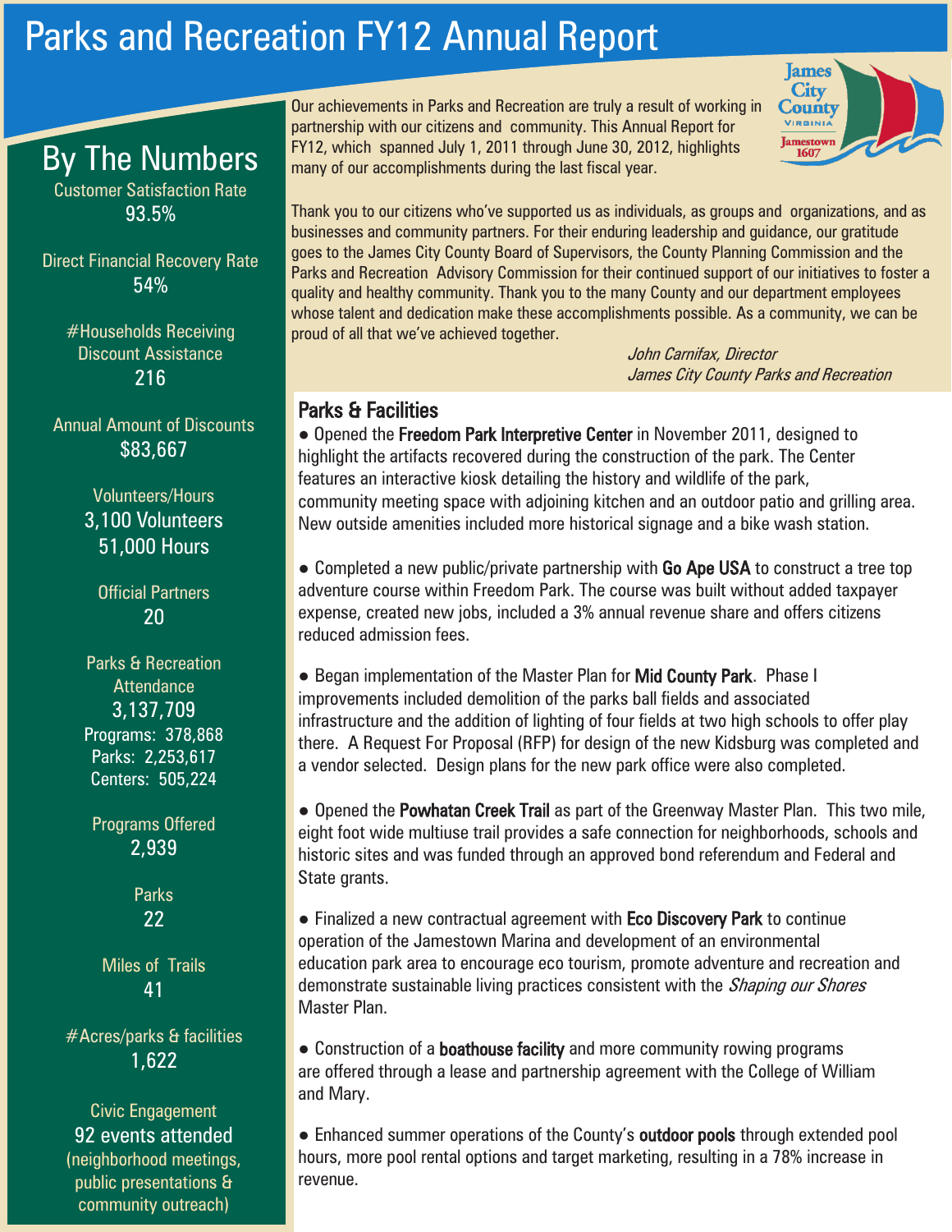# Parks and Recreation FY12 Annual Report

Our achievements in Parks and Recreation are truly a result of working in partnership with our citizens and community. This Annual Report for FY12, which spanned July 1, 2011 through June 30, 2012, highlights many of our accomplishments during the last fiscal year.

Thank you to our citizens who've supported us as individuals, as groups and organizations, and as businesses and community partners. For their enduring leadership and guidance, our gratitude goes to the James City County Board of Supervisors, the County Planning Commission and the Parks and Recreation Advisory Commission for their continued support of our initiatives to foster a quality and healthy community. Thank you to the many County and our department employees whose talent and dedication make these accomplishments possible. As a community, we can be proud of all that we've achieved together.

*John Carnifax, Director*
*James City County Parks and Recreation*

## By The Numbers

Customer Satisfaction Rate
93.5%

Direct Financial Recovery Rate
54%

#Households Receiving Discount Assistance
216

Annual Amount of Discounts
$83,667

Volunteers/Hours
3,100 Volunteers
51,000 Hours

Official Partners
20

Parks & Recreation Attendance
3,137,709
Programs: 378,868
Parks: 2,253,617
Centers: 505,224

Programs Offered
2,939

Parks
22

Miles of Trails
41

#Acres/parks & facilities
1,622

Civic Engagement
92 events attended
(neighborhood meetings, public presentations & community outreach)

## Parks & Facilities

- Opened the **Freedom Park Interpretive Center** in November 2011, designed to highlight the artifacts recovered during the construction of the park. The Center features an interactive kiosk detailing the history and wildlife of the park, community meeting space with adjoining kitchen and an outdoor patio and grilling area. New outside amenities included more historical signage and a bike wash station.

- Completed a new public/private partnership with **Go Ape USA** to construct a tree top adventure course within Freedom Park. The course was built without added taxpayer expense, created new jobs, included a 3% annual revenue share and offers citizens reduced admission fees.

- Began implementation of the Master Plan for **Mid County Park**. Phase I improvements included demolition of the parks ball fields and associated infrastructure and the addition of lighting of four fields at two high schools to offer play there. A Request For Proposal (RFP) for design of the new Kidsburg was completed and a vendor selected. Design plans for the new park office were also completed.

- Opened the **Powhatan Creek Trail** as part of the Greenway Master Plan. This two mile, eight foot wide multiuse trail provides a safe connection for neighborhoods, schools and historic sites and was funded through an approved bond referendum and Federal and State grants.

- Finalized a new contractual agreement with **Eco Discovery Park** to continue operation of the Jamestown Marina and development of an environmental education park area to encourage eco tourism, promote adventure and recreation and demonstrate sustainable living practices consistent with the *Shaping our Shores* Master Plan.

- Construction of a **boathouse facility** and more community rowing programs are offered through a lease and partnership agreement with the College of William and Mary.

- Enhanced summer operations of the County's **outdoor pools** through extended pool hours, more pool rental options and target marketing, resulting in a 78% increase in revenue.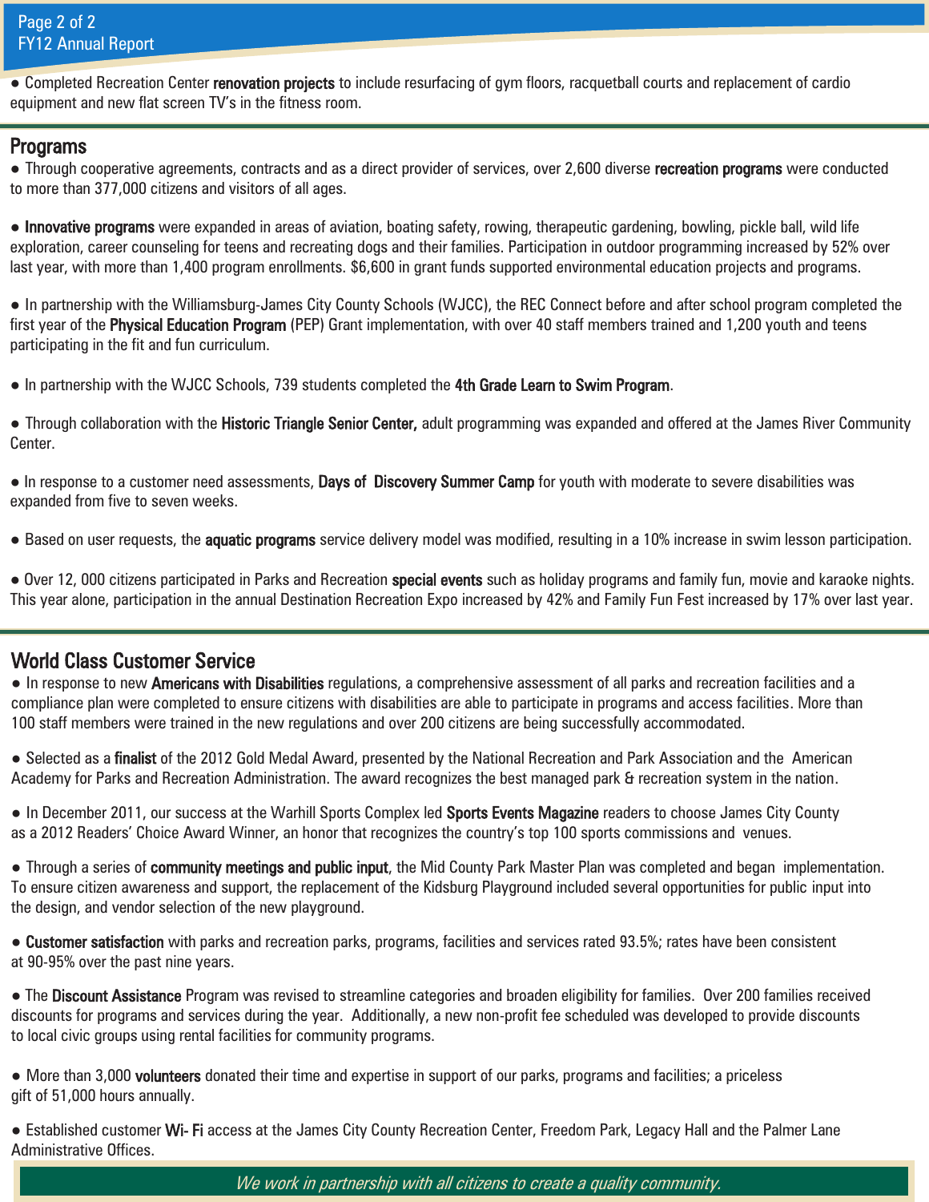- Completed Recreation Center **renovation projects** to include resurfacing of gym floors, racquetball courts and replacement of cardio equipment and new flat screen TV's in the fitness room.

## Programs

- Through cooperative agreements, contracts and as a direct provider of services, over 2,600 diverse **recreation programs** were conducted to more than 377,000 citizens and visitors of all ages.

- **Innovative programs** were expanded in areas of aviation, boating safety, rowing, therapeutic gardening, bowling, pickle ball, wild life exploration, career counseling for teens and recreating dogs and their families. Participation in outdoor programming increased by 52% over last year, with more than 1,400 program enrollments. $6,600 in grant funds supported environmental education projects and programs.

- In partnership with the Williamsburg-James City County Schools (WJCC), the REC Connect before and after school program completed the first year of the **Physical Education Program** (PEP) Grant implementation, with over 40 staff members trained and 1,200 youth and teens participating in the fit and fun curriculum.

- In partnership with the WJCC Schools, 739 students completed the **4th Grade Learn to Swim Program**.

- Through collaboration with the **Historic Triangle Senior Center,** adult programming was expanded and offered at the James River Community Center.

- In response to a customer need assessments, **Days of Discovery Summer Camp** for youth with moderate to severe disabilities was expanded from five to seven weeks.

- Based on user requests, the **aquatic programs** service delivery model was modified, resulting in a 10% increase in swim lesson participation.

- Over 12, 000 citizens participated in Parks and Recreation **special events** such as holiday programs and family fun, movie and karaoke nights. This year alone, participation in the annual Destination Recreation Expo increased by 42% and Family Fun Fest increased by 17% over last year.

## World Class Customer Service

- In response to new **Americans with Disabilities** regulations, a comprehensive assessment of all parks and recreation facilities and a compliance plan were completed to ensure citizens with disabilities are able to participate in programs and access facilities. More than 100 staff members were trained in the new regulations and over 200 citizens are being successfully accommodated.

- Selected as a **finalist** of the 2012 Gold Medal Award, presented by the National Recreation and Park Association and the American Academy for Parks and Recreation Administration. The award recognizes the best managed park & recreation system in the nation.

- In December 2011, our success at the Warhill Sports Complex led **Sports Events Magazine** readers to choose James City County as a 2012 Readers' Choice Award Winner, an honor that recognizes the country's top 100 sports commissions and venues.

- Through a series of **community meetings and public input**, the Mid County Park Master Plan was completed and began implementation. To ensure citizen awareness and support, the replacement of the Kidsburg Playground included several opportunities for public input into the design, and vendor selection of the new playground.

- **Customer satisfaction** with parks and recreation parks, programs, facilities and services rated 93.5%; rates have been consistent at 90-95% over the past nine years.

- The **Discount Assistance** Program was revised to streamline categories and broaden eligibility for families. Over 200 families received discounts for programs and services during the year. Additionally, a new non-profit fee scheduled was developed to provide discounts to local civic groups using rental facilities for community programs.

- More than 3,000 **volunteers** donated their time and expertise in support of our parks, programs and facilities; a priceless gift of 51,000 hours annually.

- Established customer **Wi- Fi** access at the James City County Recreation Center, Freedom Park, Legacy Hall and the Palmer Lane Administrative Offices.

*We work in partnership with all citizens to create a quality community.*